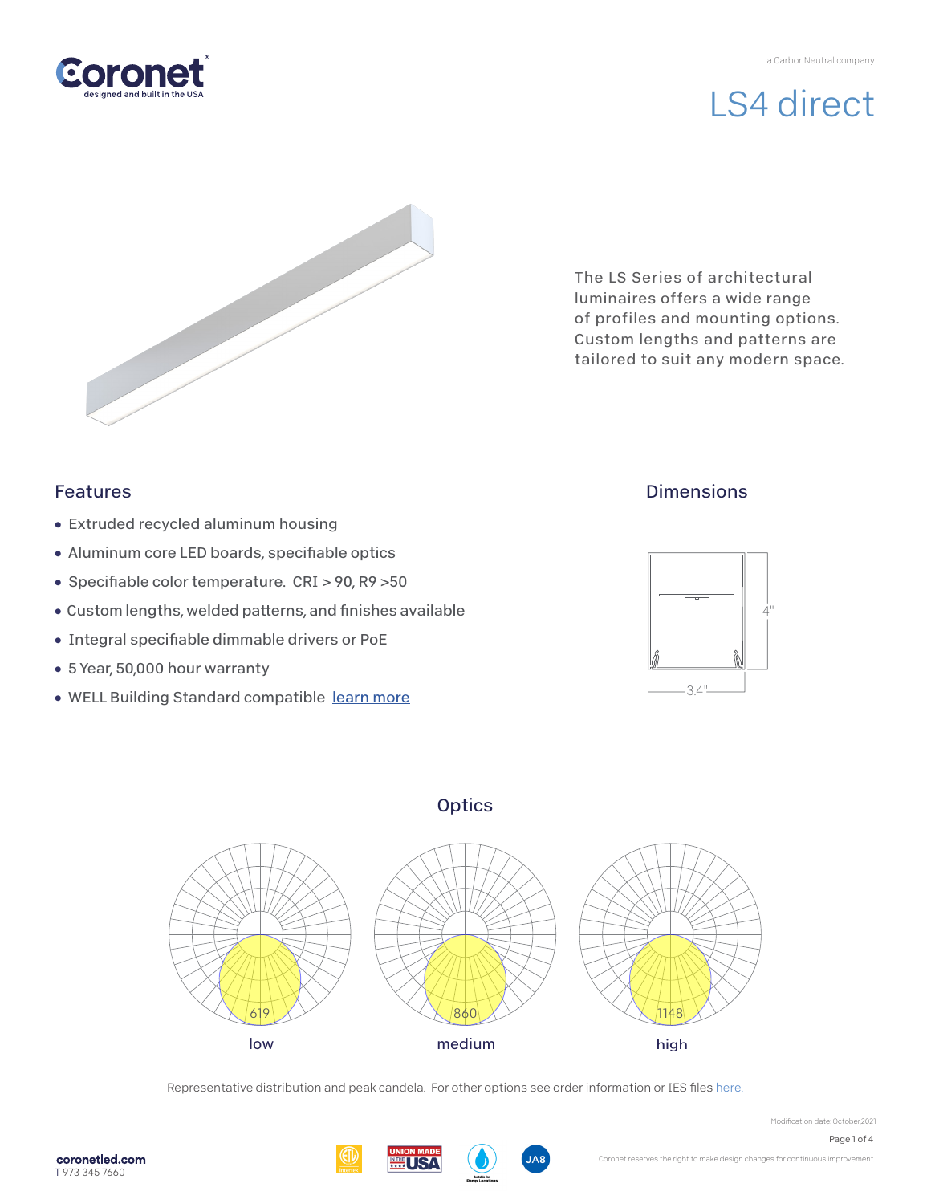a CarbonNeutral company

# LS4 direct

The LS Series of architectural luminaires offers a wide range of profiles and mounting options. Custom lengths and patterns are tailored to suit any modern space.

## Features

- Extruded recycled aluminum housing
- Aluminum core LED boards, specifiable optics
- Specifiable color temperature. CRI > 90, R9 >50
- Custom lengths, welded patterns, and finishes available
- Integral specifiable dimmable drivers or PoE
- 5 Year, 50,000 hour warranty
- WELL Building Standard compatible [learn more]

## Dimensions

4"

3.4"

## Optics

619 — low

860 — medium

1148 — high

Representative distribution and peak candela. For other options see order information or IES files here.

Modification date: October,2021

coronetled.com
T 973 345 7660

Coronet reserves the right to make design changes for continuous improvement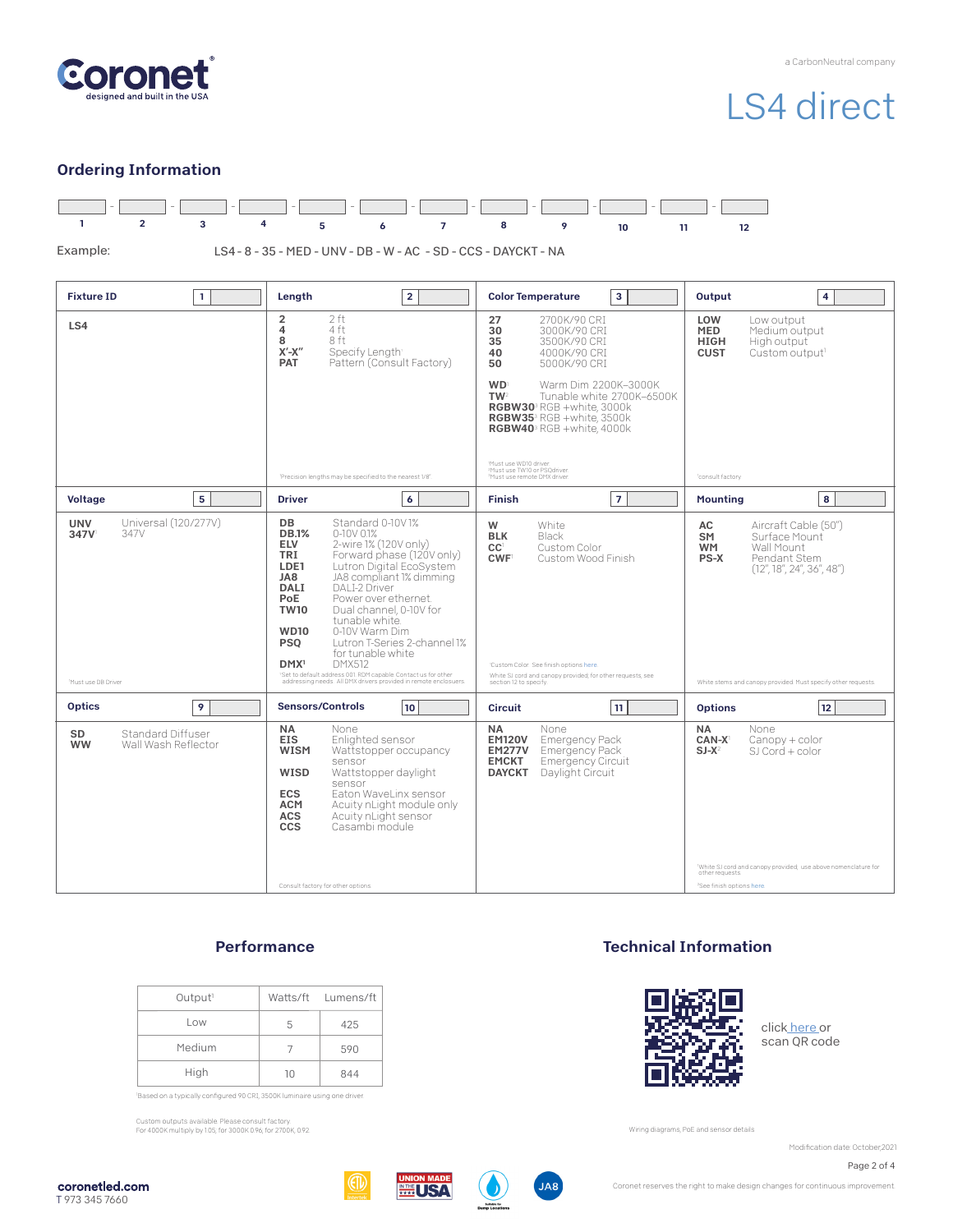# LS4 direct

a CarbonNeutral company

## Ordering Information

| 1 | 2 | 3 | 4 | 5 | 6 | 7 | 8 | 9 | 10 | 11 | 12 |
|---|---|---|---|---|---|---|---|---|---|---|---|

Example: LS4 - 8 - 35 - MED - UNV - DB - W - AC - SD - CCS - DAYCKT - NA

### Fixture ID (1)

**LS4**

### Length (2)

- **2** — 2 ft
- **4** — 4 ft
- **8** — 8 ft
- **X'-X"** — Specify Length[1]
- **PAT** — Pattern (Consult Factory)

[1]Precision lengths may be specified to the nearest 1/8"

### Color Temperature (3)

- **27** — 2700K/90 CRI
- **30** — 3000K/90 CRI
- **35** — 3500K/90 CRI
- **40** — 4000K/90 CRI
- **50** — 5000K/90 CRI
- **WD**[1] — Warm Dim 2200K–3000K
- **TW**[2] — Tunable white 2700K–6500K
- **RGBW30**[3] — RGB +white, 3000k
- **RGBW35**[3] — RGB +white, 3500k
- **RGBW40**[3] — RGB +white, 4000k

[1]Must use WD10 driver.
[2]Must use TW10 or PSQdriver.
[3]Must use remote DMX driver.

### Output (4)

- **LOW** — Low output
- **MED** — Medium output
- **HIGH** — High output
- **CUST** — Custom output[1]

[1]consult factory

### Voltage (5)

- **UNV** — Universal (120/277V)
- **347V**[1] — 347V

[1]Must use DB Driver

### Driver (6)

- **DB** — Standard 0-10V 1%
- **DB.1%** — 0-10V 0.1%
- **ELV** — 2-wire 1% (120V only)
- **TRI** — Forward phase (120V only)
- **LDE1** — Lutron Digital EcoSystem
- **JA8** — JA8 compliant 1% dimming
- **DALI** — DALI-2 Driver
- **PoE** — Power over ethernet
- **TW10** — Dual channel, 0-10V for tunable white
- **WD10** — 0-10V Warm Dim
- **PSQ** — Lutron T-Series 2-channel 1% for tunable white
- **DMX**[1] — DMX512

[1]Set to default address 001. RDM capable. Contact us for other addressing needs. All DMX drivers provided in remote enclosures.

### Finish (7)

- **W** — White
- **BLK** — Black
- **CC**[1] — Custom Color
- **CWF**[1] — Custom Wood Finish

[1]Custom Color. See finish options here.

White SJ cord and canopy provided; for other requests, see section 12 to specify

### Mounting (8)

- **AC** — Aircraft Cable (50")
- **SM** — Surface Mount
- **WM** — Wall Mount
- **PS-X** — Pendant Stem (12", 18", 24", 36", 48")

White stems and canopy provided. Must specify other requests.

### Optics (9)

- **SD** — Standard Diffuser
- **WW** — Wall Wash Reflector

### Sensors/Controls (10)

- **NA** — None
- **EIS** — Enlighted sensor
- **WISM** — Wattstopper occupancy sensor
- **WISD** — Wattstopper daylight sensor
- **ECS** — Eaton WaveLinx sensor
- **ACM** — Acuity nLight module only
- **ACS** — Acuity nLight sensor
- **CCS** — Casambi module

Consult factory for other options

### Circuit (11)

- **NA** — None
- **EM120V** — Emergency Pack
- **EM277V** — Emergency Pack
- **EMCKT** — Emergency Circuit
- **DAYCKT** — Daylight Circuit

### Options (12)

- **NA** — None
- **CAN-X**[1] — Canopy + color
- **SJ-X**[2] — SJ Cord + color

[1]White SJ cord and canopy provided, use above nomenclature for other requests
[2]See finish options here

## Performance

| Output[1] | Watts/ft | Lumens/ft |
|---|---|---|
| Low | 5 | 425 |
| Medium | 7 | 590 |
| High | 10 | 844 |

[1]Based on a typically configured 90 CRI, 3500K luminaire using one driver

Custom outputs available. Please consult factory.
For 4000K multiply by 1.05; for 3000K 0.96, for 2700K, 0.92

## Technical Information

click here or scan QR code

Wiring diagrams, PoE and sensor details

Modification date: October,2021

coronetled.com
T 973 345 7660

Coronet reserves the right to make design changes for continuous improvement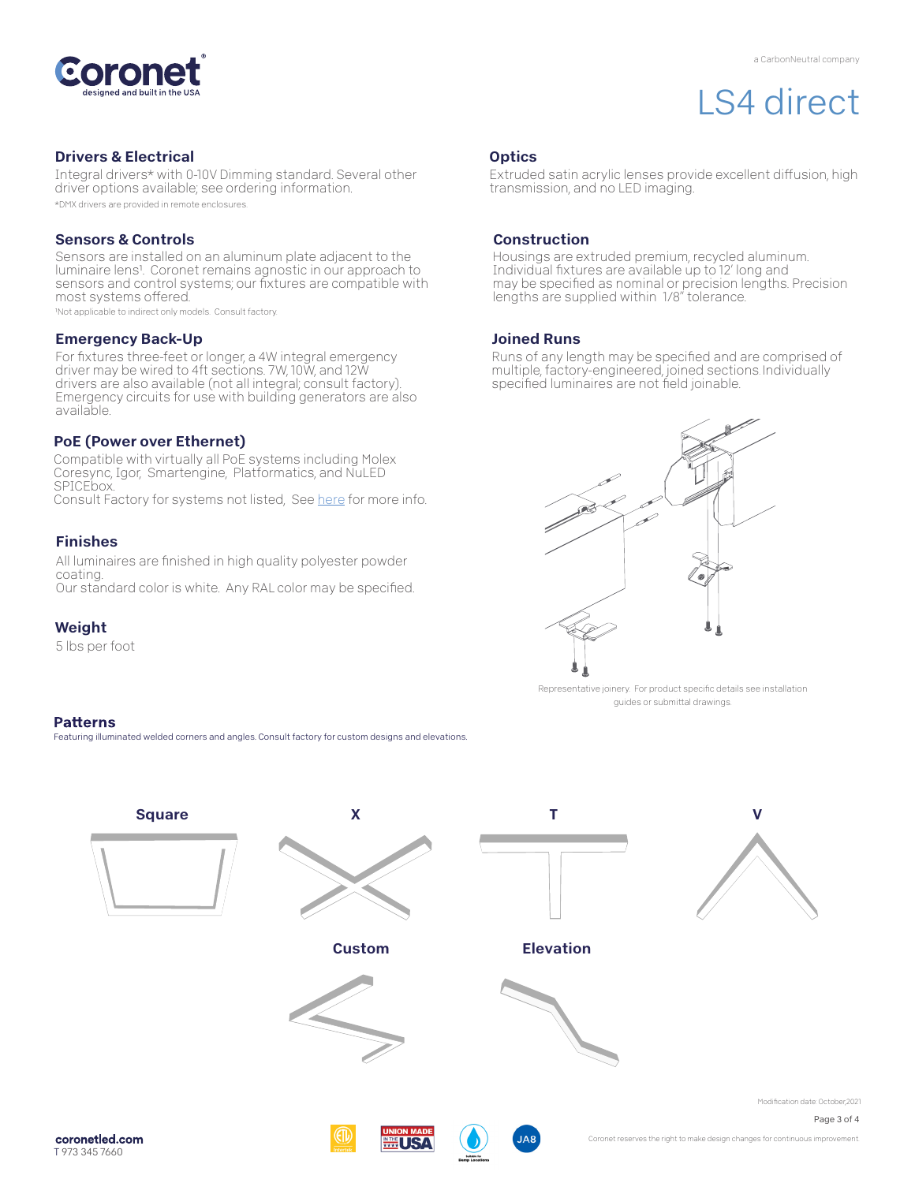# LS4 direct

## Drivers & Electrical

Integral drivers* with 0-10V Dimming standard. Several other driver options available; see ordering information.

*DMX drivers are provided in remote enclosures.

## Sensors & Controls

Sensors are installed on an aluminum plate adjacent to the luminaire lens[1]. Coronet remains agnostic in our approach to sensors and control systems; our fixtures are compatible with most systems offered.

[1]Not applicable to indirect only models. Consult factory.

## Emergency Back-Up

For fixtures three-feet or longer, a 4W integral emergency driver may be wired to 4ft sections. 7W, 10W, and 12W drivers are also available (not all integral; consult factory). Emergency circuits for use with building generators are also available.

## PoE (Power over Ethernet)

Compatible with virtually all PoE systems including Molex Coresync, Igor, Smartengine, Platformatics, and NuLED SPICEbox.
Consult Factory for systems not listed, See here for more info.

## Finishes

All luminaires are finished in high quality polyester powder coating.
Our standard color is white. Any RAL color may be specified.

## Weight

5 lbs per foot

## Optics

Extruded satin acrylic lenses provide excellent diffusion, high transmission, and no LED imaging.

## Construction

Housings are extruded premium, recycled aluminum. Individual fixtures are available up to 12' long and may be specified as nominal or precision lengths. Precision lengths are supplied within 1/8" tolerance.

## Joined Runs

Runs of any length may be specified and are comprised of multiple, factory-engineered, joined sections Individually specified luminaires are not field joinable.

Representative joinery. For product specific details see installation guides or submittal drawings.

## Patterns

Featuring illuminated welded corners and angles. Consult factory for custom designs and elevations.

Square

X

T

V

Custom

Elevation

Modification date: October,2021

coronetled.com
T 973 345 7660

Coronet reserves the right to make design changes for continuous improvement.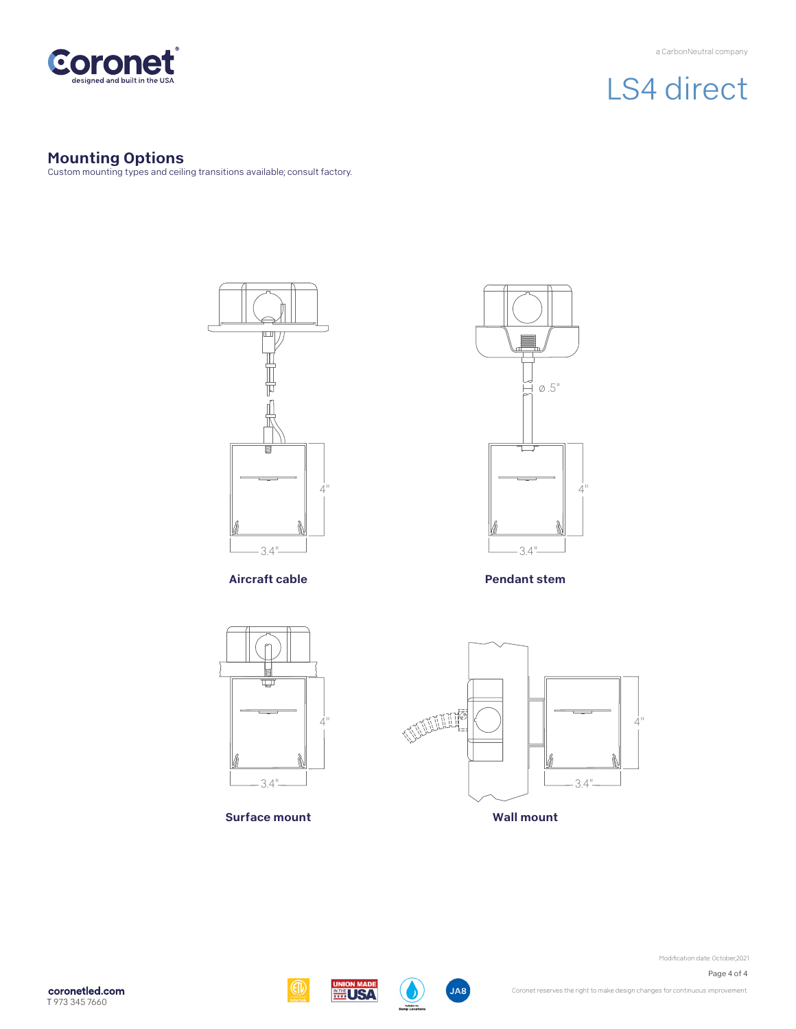# LS4 direct

## Mounting Options

Custom mounting types and ceiling transitions available; consult factory.

ø .5"

4"

3.4"

**Aircraft cable**

**Pendant stem**

**Surface mount**

**Wall mount**

Modification date: October,2021

**coronetled.com**
T 973 345 7660

Coronet reserves the right to make design changes for continuous improvement